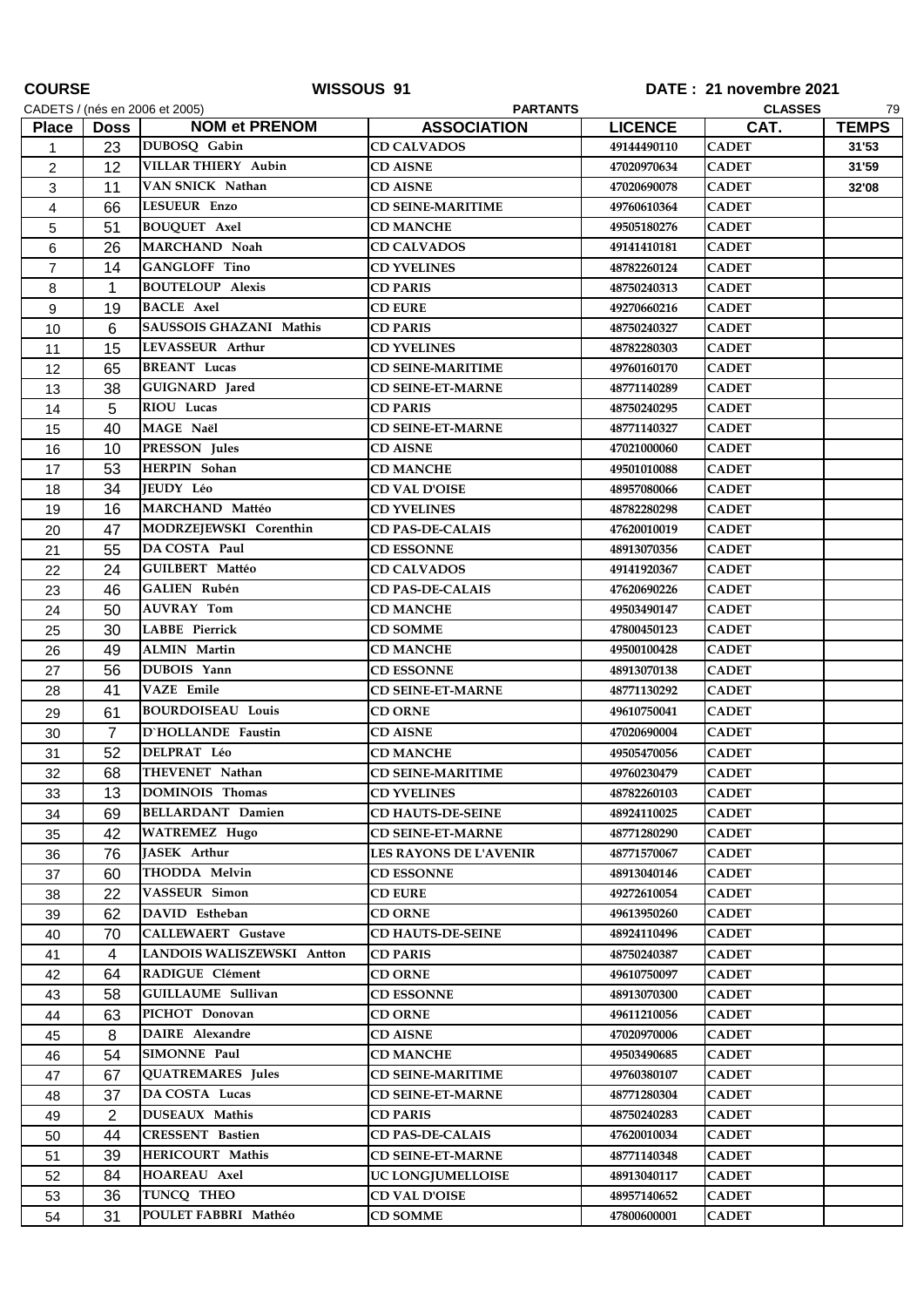**COURSE** **WISSOUS 91** **DATE : 21 novembre 2021**

CADETS / (nés en 2006 et 2005) **PARTANTS** **CLASSES** 79

| Place | Doss | NOM et PRENOM | ASSOCIATION | LICENCE | CAT. | TEMPS |
|---|---|---|---|---|---|---|
| 1 | 23 | DUBOSQ Gabin | CD CALVADOS | 49144490110 | CADET | 31'53 |
| 2 | 12 | VILLAR THIERY Aubin | CD AISNE | 47020970634 | CADET | 31'59 |
| 3 | 11 | VAN SNICK Nathan | CD AISNE | 47020690078 | CADET | 32'08 |
| 4 | 66 | LESUEUR Enzo | CD SEINE-MARITIME | 49760610364 | CADET | |
| 5 | 51 | BOUQUET Axel | CD MANCHE | 49505180276 | CADET | |
| 6 | 26 | MARCHAND Noah | CD CALVADOS | 49141410181 | CADET | |
| 7 | 14 | GANGLOFF Tino | CD YVELINES | 48782260124 | CADET | |
| 8 | 1 | BOUTELOUP Alexis | CD PARIS | 48750240313 | CADET | |
| 9 | 19 | BACLE Axel | CD EURE | 49270660216 | CADET | |
| 10 | 6 | SAUSSOIS GHAZANI Mathis | CD PARIS | 48750240327 | CADET | |
| 11 | 15 | LEVASSEUR Arthur | CD YVELINES | 48782280303 | CADET | |
| 12 | 65 | BREANT Lucas | CD SEINE-MARITIME | 49760160170 | CADET | |
| 13 | 38 | GUIGNARD Jared | CD SEINE-ET-MARNE | 48771140289 | CADET | |
| 14 | 5 | RIOU Lucas | CD PARIS | 48750240295 | CADET | |
| 15 | 40 | MAGE Naël | CD SEINE-ET-MARNE | 48771140327 | CADET | |
| 16 | 10 | PRESSON Jules | CD AISNE | 47021000060 | CADET | |
| 17 | 53 | HERPIN Sohan | CD MANCHE | 49501010088 | CADET | |
| 18 | 34 | JEUDY Léo | CD VAL D'OISE | 48957080066 | CADET | |
| 19 | 16 | MARCHAND Mattéo | CD YVELINES | 48782280298 | CADET | |
| 20 | 47 | MODRZEJEWSKI Corenthin | CD PAS-DE-CALAIS | 47620010019 | CADET | |
| 21 | 55 | DA COSTA Paul | CD ESSONNE | 48913070356 | CADET | |
| 22 | 24 | GUILBERT Mattéo | CD CALVADOS | 49141920367 | CADET | |
| 23 | 46 | GALIEN Rubén | CD PAS-DE-CALAIS | 47620690226 | CADET | |
| 24 | 50 | AUVRAY Tom | CD MANCHE | 49503490147 | CADET | |
| 25 | 30 | LABBE Pierrick | CD SOMME | 47800450123 | CADET | |
| 26 | 49 | ALMIN Martin | CD MANCHE | 49500100428 | CADET | |
| 27 | 56 | DUBOIS Yann | CD ESSONNE | 48913070138 | CADET | |
| 28 | 41 | VAZE Emile | CD SEINE-ET-MARNE | 48771130292 | CADET | |
| 29 | 61 | BOURDOISEAU Louis | CD ORNE | 49610750041 | CADET | |
| 30 | 7 | D'HOLLANDE Faustin | CD AISNE | 47020690004 | CADET | |
| 31 | 52 | DELPRAT Léo | CD MANCHE | 49505470056 | CADET | |
| 32 | 68 | THEVENET Nathan | CD SEINE-MARITIME | 49760230479 | CADET | |
| 33 | 13 | DOMINOIS Thomas | CD YVELINES | 48782260103 | CADET | |
| 34 | 69 | BELLARDANT Damien | CD HAUTS-DE-SEINE | 48924110025 | CADET | |
| 35 | 42 | WATREMEZ Hugo | CD SEINE-ET-MARNE | 48771280290 | CADET | |
| 36 | 76 | JASEK Arthur | LES RAYONS DE L'AVENIR | 48771570067 | CADET | |
| 37 | 60 | THODDA Melvin | CD ESSONNE | 48913040146 | CADET | |
| 38 | 22 | VASSEUR Simon | CD EURE | 49272610054 | CADET | |
| 39 | 62 | DAVID Estheban | CD ORNE | 49613950260 | CADET | |
| 40 | 70 | CALLEWAERT Gustave | CD HAUTS-DE-SEINE | 48924110496 | CADET | |
| 41 | 4 | LANDOIS WALISZEWSKI Antton | CD PARIS | 48750240387 | CADET | |
| 42 | 64 | RADIGUE Clément | CD ORNE | 49610750097 | CADET | |
| 43 | 58 | GUILLAUME Sullivan | CD ESSONNE | 48913070300 | CADET | |
| 44 | 63 | PICHOT Donovan | CD ORNE | 49611210056 | CADET | |
| 45 | 8 | DAIRE Alexandre | CD AISNE | 47020970006 | CADET | |
| 46 | 54 | SIMONNE Paul | CD MANCHE | 49503490685 | CADET | |
| 47 | 67 | QUATREMARES Jules | CD SEINE-MARITIME | 49760380107 | CADET | |
| 48 | 37 | DA COSTA Lucas | CD SEINE-ET-MARNE | 48771280304 | CADET | |
| 49 | 2 | DUSEAUX Mathis | CD PARIS | 48750240283 | CADET | |
| 50 | 44 | CRESSENT Bastien | CD PAS-DE-CALAIS | 47620010034 | CADET | |
| 51 | 39 | HERICOURT Mathis | CD SEINE-ET-MARNE | 48771140348 | CADET | |
| 52 | 84 | HOAREAU Axel | UC LONGJUMELLOISE | 48913040117 | CADET | |
| 53 | 36 | TUNCQ THEO | CD VAL D'OISE | 48957140652 | CADET | |
| 54 | 31 | POULET FABBRI Mathéo | CD SOMME | 47800600001 | CADET | |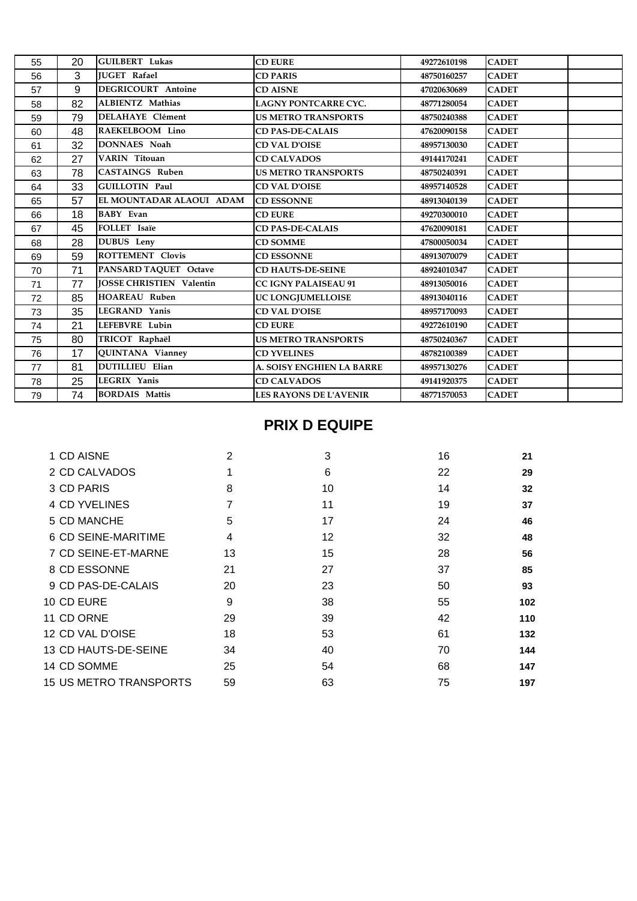| | | | | | | |
|---|---|---|---|---|---|---|
| 55 | 20 | GUILBERT Lukas | CD EURE | 49272610198 | CADET | |
| 56 | 3 | JUGET Rafael | CD PARIS | 48750160257 | CADET | |
| 57 | 9 | DEGRICOURT Antoine | CD AISNE | 47020630689 | CADET | |
| 58 | 82 | ALBIENTZ Mathias | LAGNY PONTCARRE CYC. | 48771280054 | CADET | |
| 59 | 79 | DELAHAYE Clément | US METRO TRANSPORTS | 48750240388 | CADET | |
| 60 | 48 | RAEKELBOOM Lino | CD PAS-DE-CALAIS | 47620090158 | CADET | |
| 61 | 32 | DONNAES Noah | CD VAL D'OISE | 48957130030 | CADET | |
| 62 | 27 | VARIN Titouan | CD CALVADOS | 49144170241 | CADET | |
| 63 | 78 | CASTAINGS Ruben | US METRO TRANSPORTS | 48750240391 | CADET | |
| 64 | 33 | GUILLOTIN Paul | CD VAL D'OISE | 48957140528 | CADET | |
| 65 | 57 | EL MOUNTADAR ALAOUI ADAM | CD ESSONNE | 48913040139 | CADET | |
| 66 | 18 | BABY Evan | CD EURE | 49270300010 | CADET | |
| 67 | 45 | FOLLET Isaïe | CD PAS-DE-CALAIS | 47620090181 | CADET | |
| 68 | 28 | DUBUS Leny | CD SOMME | 47800050034 | CADET | |
| 69 | 59 | ROTTEMENT Clovis | CD ESSONNE | 48913070079 | CADET | |
| 70 | 71 | PANSARD TAQUET Octave | CD HAUTS-DE-SEINE | 48924010347 | CADET | |
| 71 | 77 | JOSSE CHRISTIEN Valentin | CC IGNY PALAISEAU 91 | 48913050016 | CADET | |
| 72 | 85 | HOAREAU Ruben | UC LONGJUMELLOISE | 48913040116 | CADET | |
| 73 | 35 | LEGRAND Yanis | CD VAL D'OISE | 48957170093 | CADET | |
| 74 | 21 | LEFEBVRE Lubin | CD EURE | 49272610190 | CADET | |
| 75 | 80 | TRICOT Raphaël | US METRO TRANSPORTS | 48750240367 | CADET | |
| 76 | 17 | QUINTANA Vianney | CD YVELINES | 48782100389 | CADET | |
| 77 | 81 | DUTILLIEU Elian | A. SOISY ENGHIEN LA BARRE | 48957130276 | CADET | |
| 78 | 25 | LEGRIX Yanis | CD CALVADOS | 49141920375 | CADET | |
| 79 | 74 | BORDAIS Mattis | LES RAYONS DE L'AVENIR | 48771570053 | CADET | |

## PRIX D EQUIPE

| | | | | | |
|---|---|---|---|---|---|
| 1 | CD AISNE | 2 | 3 | 16 | **21** |
| 2 | CD CALVADOS | 1 | 6 | 22 | **29** |
| 3 | CD PARIS | 8 | 10 | 14 | **32** |
| 4 | CD YVELINES | 7 | 11 | 19 | **37** |
| 5 | CD MANCHE | 5 | 17 | 24 | **46** |
| 6 | CD SEINE-MARITIME | 4 | 12 | 32 | **48** |
| 7 | CD SEINE-ET-MARNE | 13 | 15 | 28 | **56** |
| 8 | CD ESSONNE | 21 | 27 | 37 | **85** |
| 9 | CD PAS-DE-CALAIS | 20 | 23 | 50 | **93** |
| 10 | CD EURE | 9 | 38 | 55 | **102** |
| 11 | CD ORNE | 29 | 39 | 42 | **110** |
| 12 | CD VAL D'OISE | 18 | 53 | 61 | **132** |
| 13 | CD HAUTS-DE-SEINE | 34 | 40 | 70 | **144** |
| 14 | CD SOMME | 25 | 54 | 68 | **147** |
| 15 | US METRO TRANSPORTS | 59 | 63 | 75 | **197** |